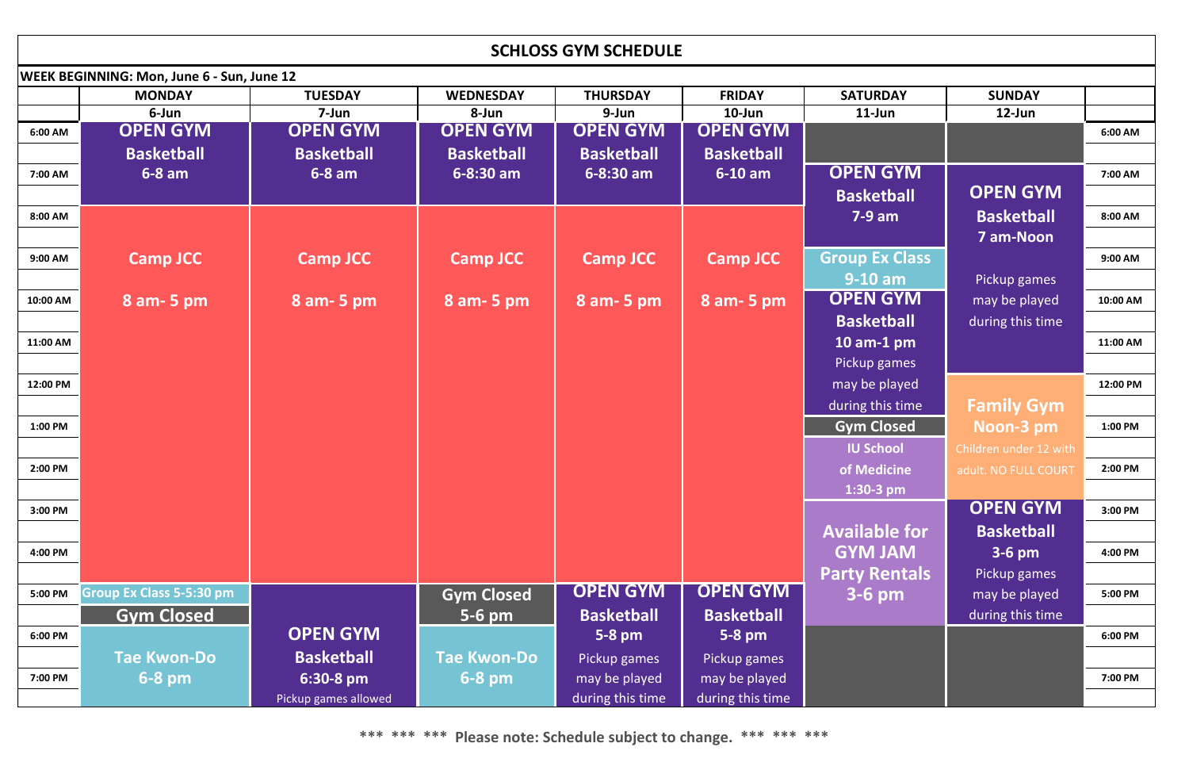# SCHLOSS GYM SCHEDULE

**WEEK BEGINNING: Mon, June 6 - Sun, June 12**

| | MONDAY 6-Jun | TUESDAY 7-Jun | WEDNESDAY 8-Jun | THURSDAY 9-Jun | FRIDAY 10-Jun | SATURDAY 11-Jun | SUNDAY 12-Jun | |
|---|---|---|---|---|---|---|---|---|
| 6:00 AM | OPEN GYM Basketball 6-8 am | OPEN GYM Basketball 6-8 am | OPEN GYM Basketball 6-8:30 am | OPEN GYM Basketball 6-8:30 am | OPEN GYM Basketball 6-10 am | | | 6:00 AM |
| 7:00 AM | | | | | | OPEN GYM Basketball 7-9 am | OPEN GYM Basketball 7 am-Noon Pickup games may be played during this time | 7:00 AM |
| 8:00 AM | Camp JCC 8 am- 5 pm | Camp JCC 8 am- 5 pm | Camp JCC 8 am- 5 pm | Camp JCC 8 am- 5 pm | Camp JCC 8 am- 5 pm | | | 8:00 AM |
| 9:00 AM | | | | | | Group Ex Class 9-10 am | | 9:00 AM |
| 10:00 AM | | | | | | OPEN GYM Basketball 10 am-1 pm Pickup games may be played during this time | | 10:00 AM |
| 11:00 AM | | | | | | | | 11:00 AM |
| 12:00 PM | | | | | | | Family Gym Noon-3 pm Children under 12 with adult. NO FULL COURT | 12:00 PM |
| 1:00 PM | | | | | | Gym Closed | | 1:00 PM |
| | | | | | | IU School of Medicine 1:30-3 pm | | |
| 2:00 PM | | | | | | | | 2:00 PM |
| 3:00 PM | | | | | | Available for GYM JAM Party Rentals 3-6 pm | OPEN GYM Basketball 3-6 pm Pickup games may be played during this time | 3:00 PM |
| 4:00 PM | | | | | | | | 4:00 PM |
| 5:00 PM | Group Ex Class 5-5:30 pm | | Gym Closed 5-6 pm | OPEN GYM Basketball 5-8 pm Pickup games may be played during this time | OPEN GYM Basketball 5-8 pm Pickup games may be played during this time | | | 5:00 PM |
| | Gym Closed | | | | | | | |
| 6:00 PM | Tae Kwon-Do 6-8 pm | OPEN GYM Basketball 6:30-8 pm Pickup games allowed | Tae Kwon-Do 6-8 pm | | | | | 6:00 PM |
| 7:00 PM | | | | | | | | 7:00 PM |

\*\*\* \*\*\* \*\*\* **Please note: Schedule subject to change.** \*\*\* \*\*\* \*\*\*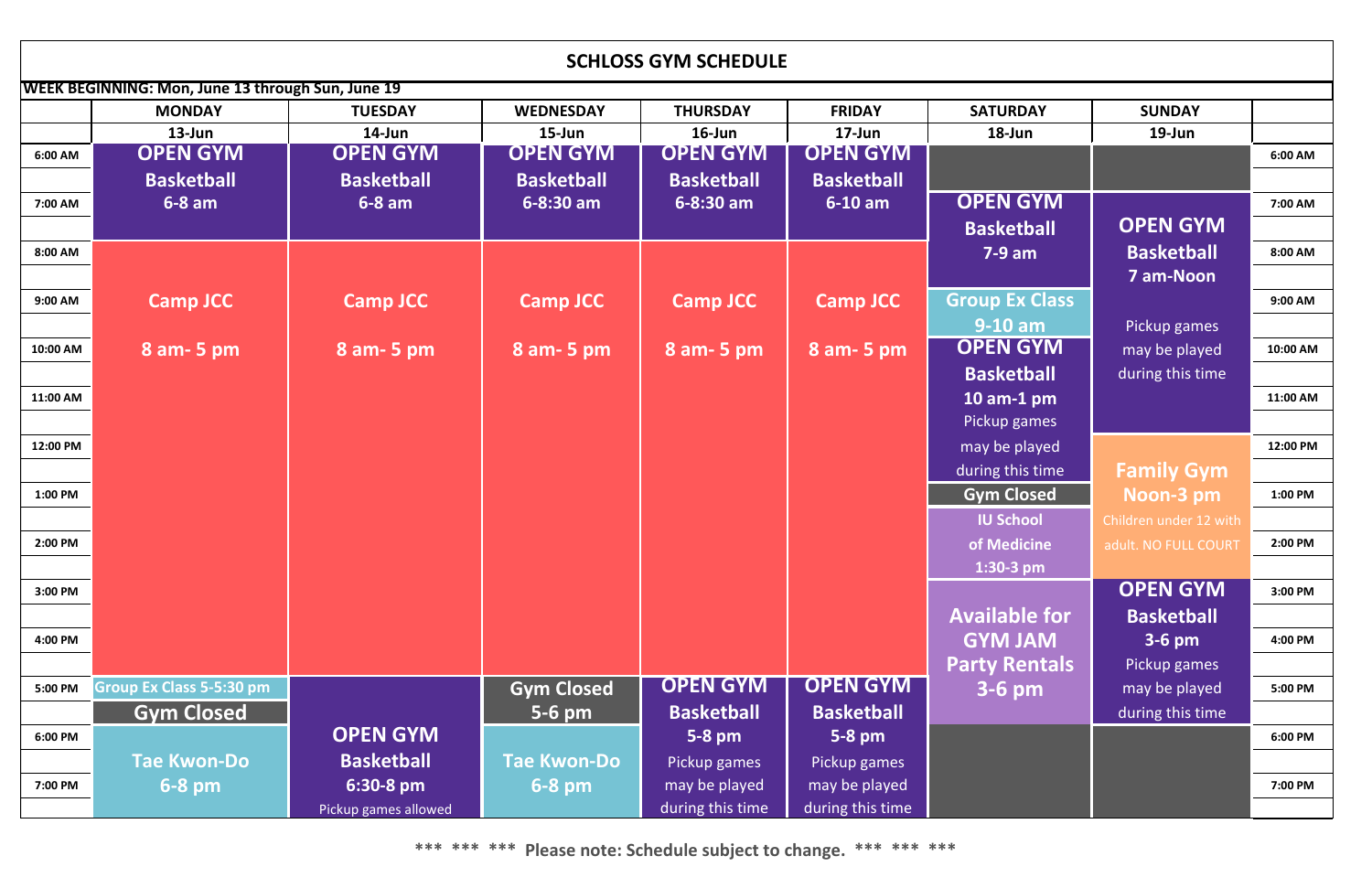# SCHLOSS GYM SCHEDULE

**WEEK BEGINNING: Mon, June 13 through Sun, June 19**

| | MONDAY 13-Jun | TUESDAY 14-Jun | WEDNESDAY 15-Jun | THURSDAY 16-Jun | FRIDAY 17-Jun | SATURDAY 18-Jun | SUNDAY 19-Jun | |
|---|---|---|---|---|---|---|---|---|
| 6:00 AM | OPEN GYM Basketball 6-8 am | OPEN GYM Basketball 6-8 am | OPEN GYM Basketball 6-8:30 am | OPEN GYM Basketball 6-8:30 am | OPEN GYM Basketball 6-10 am | | | 6:00 AM |
| 7:00 AM | | | | | | OPEN GYM Basketball 7-9 am | OPEN GYM Basketball 7 am-Noon Pickup games may be played during this time | 7:00 AM |
| 8:00 AM | Camp JCC 8 am- 5 pm | Camp JCC 8 am- 5 pm | Camp JCC 8 am- 5 pm | Camp JCC 8 am- 5 pm | Camp JCC 8 am- 5 pm | | | 8:00 AM |
| 9:00 AM | | | | | | Group Ex Class 9-10 am | | 9:00 AM |
| 10:00 AM | | | | | | OPEN GYM Basketball 10 am-1 pm Pickup games may be played during this time | | 10:00 AM |
| 11:00 AM | | | | | | | | 11:00 AM |
| 12:00 PM | | | | | | | Family Gym Noon-3 pm Children under 12 with adult. NO FULL COURT | 12:00 PM |
| 1:00 PM | | | | | | Gym Closed | | 1:00 PM |
| 2:00 PM | | | | | | IU School of Medicine 1:30-3 pm | | 2:00 PM |
| 3:00 PM | | | | | | Available for GYM JAM Party Rentals 3-6 pm | OPEN GYM Basketball 3-6 pm Pickup games may be played during this time | 3:00 PM |
| 4:00 PM | | | | | | | | 4:00 PM |
| 5:00 PM | Group Ex Class 5-5:30 pm; Gym Closed | OPEN GYM Basketball 6:30-8 pm Pickup games allowed | Gym Closed 5-6 pm | OPEN GYM Basketball 5-8 pm Pickup games may be played during this time | OPEN GYM Basketball 5-8 pm Pickup games may be played during this time | | | 5:00 PM |
| 6:00 PM | Tae Kwon-Do 6-8 pm | | Tae Kwon-Do 6-8 pm | | | | | 6:00 PM |
| 7:00 PM | | | | | | | | 7:00 PM |

*** *** *** Please note: Schedule subject to change. *** *** ***